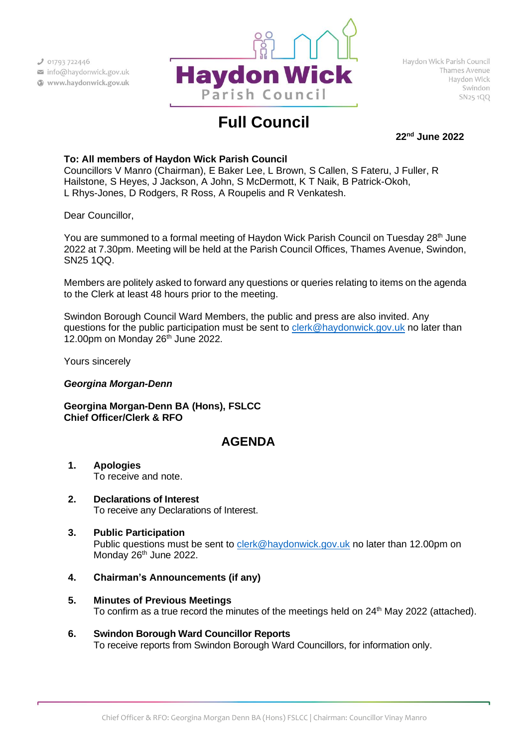01793 722446
info@haydonwick.gov.uk
www.haydonwick.gov.uk

Haydon Wick Parish Council
Thames Avenue
Haydon Wick
Swindon
SN25 1QQ

# Full Council

**22nd June 2022**

**To: All members of Haydon Wick Parish Council**
Councillors V Manro (Chairman), E Baker Lee, L Brown, S Callen, S Fateru, J Fuller, R Hailstone, S Heyes, J Jackson, A John, S McDermott, K T Naik, B Patrick-Okoh, L Rhys-Jones, D Rodgers, R Ross, A Roupelis and R Venkatesh.

Dear Councillor,

You are summoned to a formal meeting of Haydon Wick Parish Council on Tuesday 28th June 2022 at 7.30pm. Meeting will be held at the Parish Council Offices, Thames Avenue, Swindon, SN25 1QQ.

Members are politely asked to forward any questions or queries relating to items on the agenda to the Clerk at least 48 hours prior to the meeting.

Swindon Borough Council Ward Members, the public and press are also invited. Any questions for the public participation must be sent to clerk@haydonwick.gov.uk no later than 12.00pm on Monday 26th June 2022.

Yours sincerely

***Georgina Morgan-Denn***

**Georgina Morgan-Denn BA (Hons), FSLCC**
**Chief Officer/Clerk & RFO**

## AGENDA

1. **Apologies**
   To receive and note.

2. **Declarations of Interest**
   To receive any Declarations of Interest.

3. **Public Participation**
   Public questions must be sent to clerk@haydonwick.gov.uk no later than 12.00pm on Monday 26th June 2022.

4. **Chairman's Announcements (if any)**

5. **Minutes of Previous Meetings**
   To confirm as a true record the minutes of the meetings held on 24th May 2022 (attached).

6. **Swindon Borough Ward Councillor Reports**
   To receive reports from Swindon Borough Ward Councillors, for information only.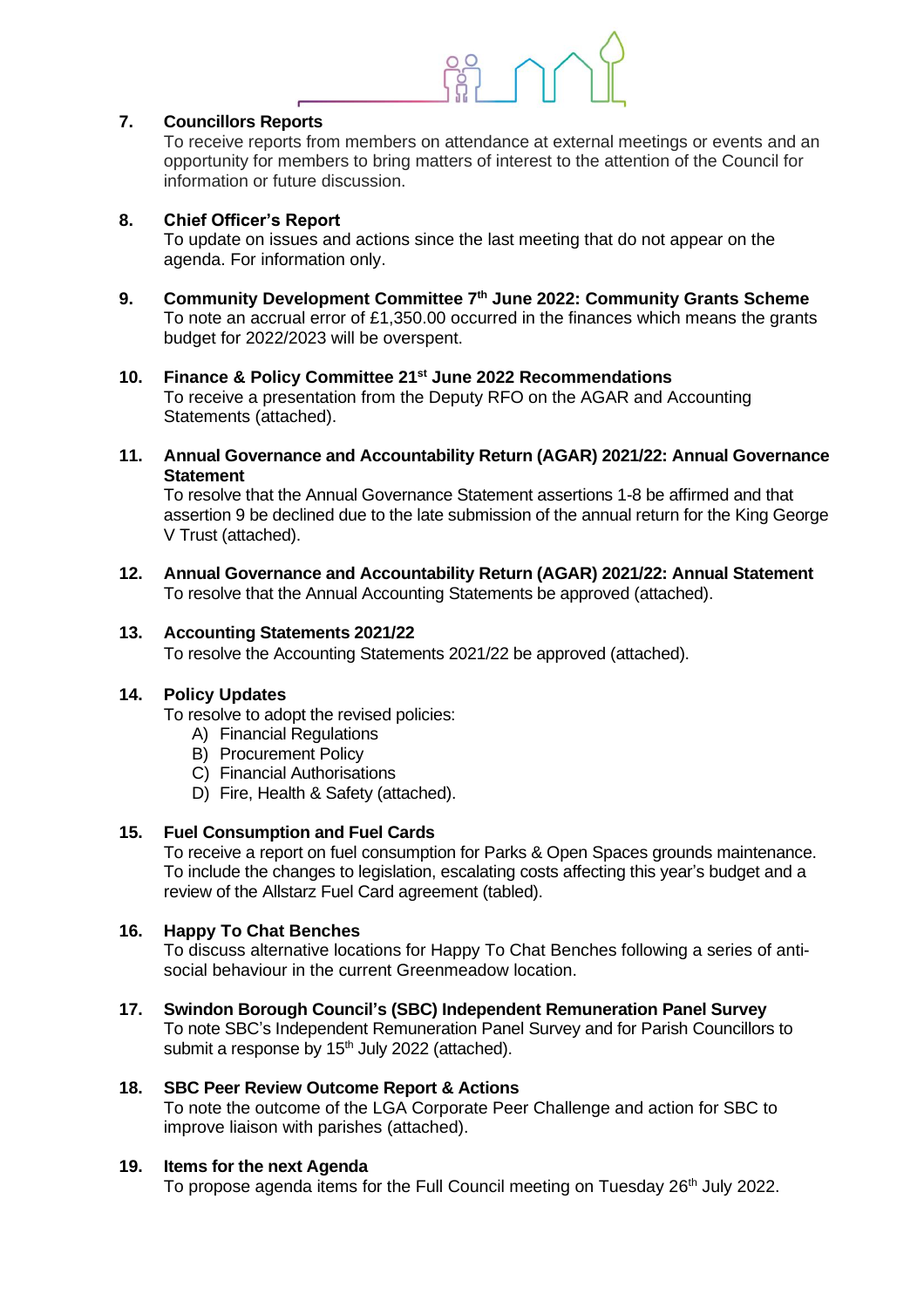**7. Councillors Reports**
To receive reports from members on attendance at external meetings or events and an opportunity for members to bring matters of interest to the attention of the Council for information or future discussion.

**8. Chief Officer's Report**
To update on issues and actions since the last meeting that do not appear on the agenda. For information only.

**9. Community Development Committee 7th June 2022: Community Grants Scheme**
To note an accrual error of £1,350.00 occurred in the finances which means the grants budget for 2022/2023 will be overspent.

**10. Finance & Policy Committee 21st June 2022 Recommendations**
To receive a presentation from the Deputy RFO on the AGAR and Accounting Statements (attached).

**11. Annual Governance and Accountability Return (AGAR) 2021/22: Annual Governance Statement**
To resolve that the Annual Governance Statement assertions 1-8 be affirmed and that assertion 9 be declined due to the late submission of the annual return for the King George V Trust (attached).

**12. Annual Governance and Accountability Return (AGAR) 2021/22: Annual Statement**
To resolve that the Annual Accounting Statements be approved (attached).

**13. Accounting Statements 2021/22**
To resolve the Accounting Statements 2021/22 be approved (attached).

**14. Policy Updates**
To resolve to adopt the revised policies:

A) Financial Regulations
B) Procurement Policy
C) Financial Authorisations
D) Fire, Health & Safety (attached).

**15. Fuel Consumption and Fuel Cards**
To receive a report on fuel consumption for Parks & Open Spaces grounds maintenance. To include the changes to legislation, escalating costs affecting this year's budget and a review of the Allstarz Fuel Card agreement (tabled).

**16. Happy To Chat Benches**
To discuss alternative locations for Happy To Chat Benches following a series of anti-social behaviour in the current Greenmeadow location.

**17. Swindon Borough Council's (SBC) Independent Remuneration Panel Survey**
To note SBC's Independent Remuneration Panel Survey and for Parish Councillors to submit a response by 15th July 2022 (attached).

**18. SBC Peer Review Outcome Report & Actions**
To note the outcome of the LGA Corporate Peer Challenge and action for SBC to improve liaison with parishes (attached).

**19. Items for the next Agenda**
To propose agenda items for the Full Council meeting on Tuesday 26th July 2022.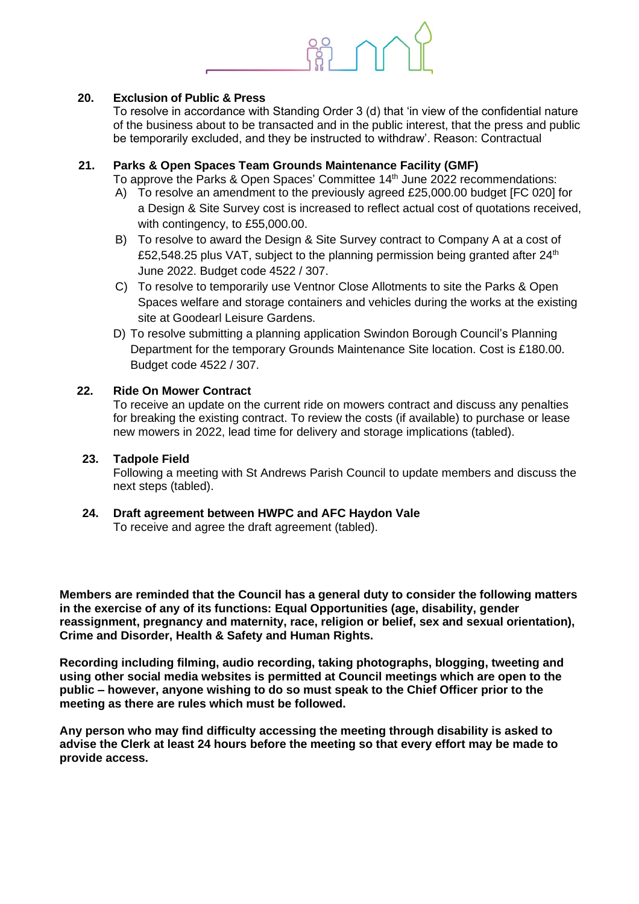**20. Exclusion of Public & Press**

To resolve in accordance with Standing Order 3 (d) that 'in view of the confidential nature of the business about to be transacted and in the public interest, that the press and public be temporarily excluded, and they be instructed to withdraw'. Reason: Contractual

**21. Parks & Open Spaces Team Grounds Maintenance Facility (GMF)**

To approve the Parks & Open Spaces' Committee 14th June 2022 recommendations:

A) To resolve an amendment to the previously agreed £25,000.00 budget [FC 020] for a Design & Site Survey cost is increased to reflect actual cost of quotations received, with contingency, to £55,000.00.

B) To resolve to award the Design & Site Survey contract to Company A at a cost of £52,548.25 plus VAT, subject to the planning permission being granted after 24th June 2022. Budget code 4522 / 307.

C) To resolve to temporarily use Ventnor Close Allotments to site the Parks & Open Spaces welfare and storage containers and vehicles during the works at the existing site at Goodearl Leisure Gardens.

D) To resolve submitting a planning application Swindon Borough Council's Planning Department for the temporary Grounds Maintenance Site location. Cost is £180.00. Budget code 4522 / 307.

**22. Ride On Mower Contract**

To receive an update on the current ride on mowers contract and discuss any penalties for breaking the existing contract. To review the costs (if available) to purchase or lease new mowers in 2022, lead time for delivery and storage implications (tabled).

**23. Tadpole Field**

Following a meeting with St Andrews Parish Council to update members and discuss the next steps (tabled).

**24. Draft agreement between HWPC and AFC Haydon Vale**

To receive and agree the draft agreement (tabled).

**Members are reminded that the Council has a general duty to consider the following matters in the exercise of any of its functions: Equal Opportunities (age, disability, gender reassignment, pregnancy and maternity, race, religion or belief, sex and sexual orientation), Crime and Disorder, Health & Safety and Human Rights.**

**Recording including filming, audio recording, taking photographs, blogging, tweeting and using other social media websites is permitted at Council meetings which are open to the public – however, anyone wishing to do so must speak to the Chief Officer prior to the meeting as there are rules which must be followed.**

**Any person who may find difficulty accessing the meeting through disability is asked to advise the Clerk at least 24 hours before the meeting so that every effort may be made to provide access.**